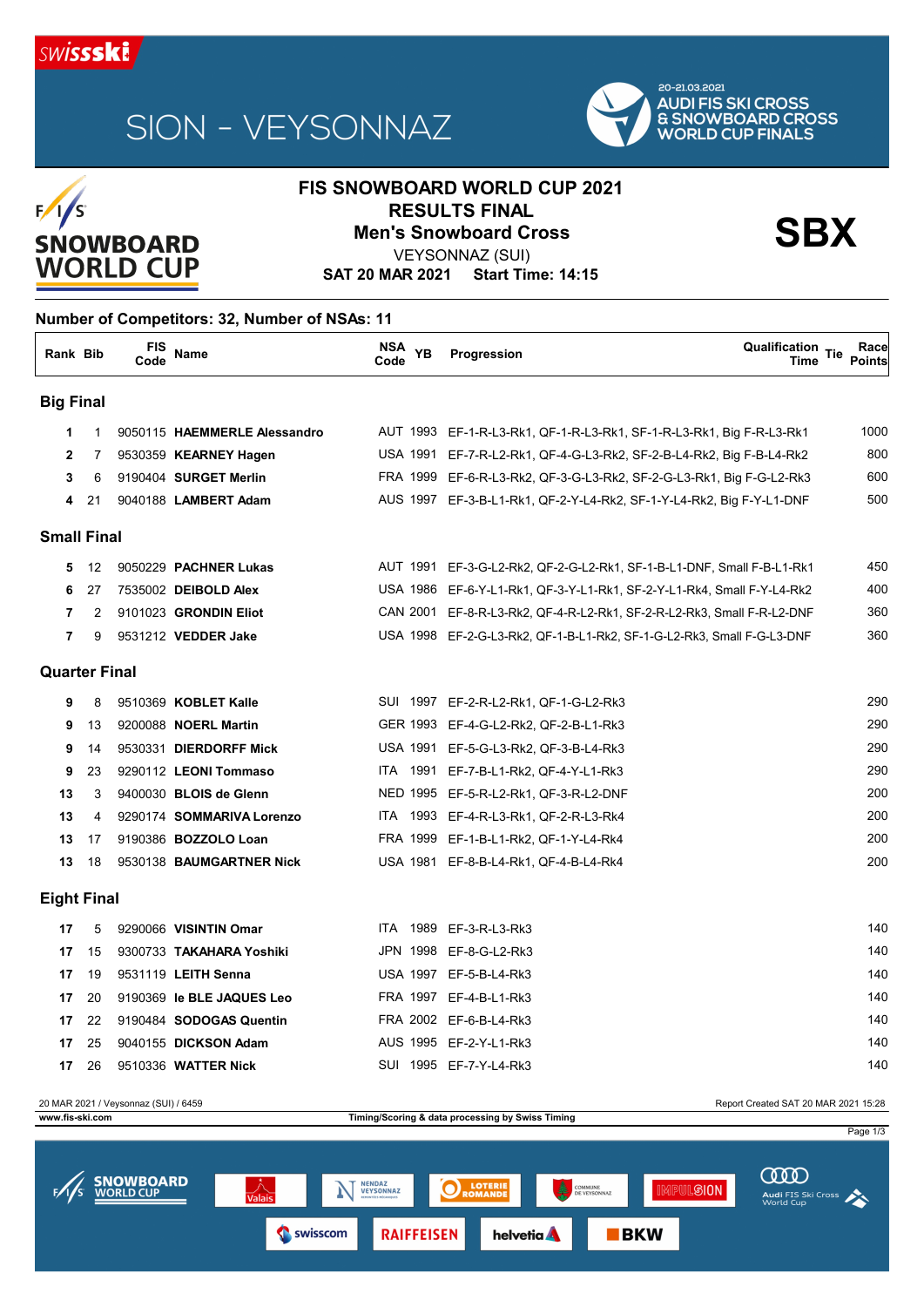# SION - VEYSONNAZ

20-21.03.2021
AUDI FIS SKI CROSS & SNOWBOARD CROSS WORLD CUP FINALS

## FIS SNOWBOARD WORLD CUP 2021
## RESULTS FINAL
## Men's Snowboard Cross

**SBX**

VEYSONNAZ (SUI)
**SAT 20 MAR 2021 Start Time: 14:15**

**Number of Competitors: 32, Number of NSAs: 11**

| Rank | Bib | FIS Code | Name | NSA Code | YB | Progression | Qualification Time | Tie | Race Points |
|---|---|---|---|---|---|---|---|---|---|
| **Big Final** | | | | | | | | | |
| 1 | 1 | 9050115 | **HAEMMERLE Alessandro** | AUT | 1993 | EF-1-R-L3-Rk1, QF-1-R-L3-Rk1, SF-1-R-L3-Rk1, Big F-R-L3-Rk1 | | | 1000 |
| 2 | 7 | 9530359 | **KEARNEY Hagen** | USA | 1991 | EF-7-R-L2-Rk1, QF-4-G-L3-Rk2, SF-2-B-L4-Rk2, Big F-B-L4-Rk2 | | | 800 |
| 3 | 6 | 9190404 | **SURGET Merlin** | FRA | 1999 | EF-6-R-L3-Rk2, QF-3-G-L3-Rk2, SF-2-G-L3-Rk1, Big F-G-L2-Rk3 | | | 600 |
| 4 | 21 | 9040188 | **LAMBERT Adam** | AUS | 1997 | EF-3-B-L1-Rk1, QF-2-Y-L4-Rk2, SF-1-Y-L4-Rk2, Big F-Y-L1-DNF | | | 500 |
| **Small Final** | | | | | | | | | |
| 5 | 12 | 9050229 | **PACHNER Lukas** | AUT | 1991 | EF-3-G-L2-Rk2, QF-2-G-L2-Rk1, SF-1-B-L1-DNF, Small F-B-L1-Rk1 | | | 450 |
| 6 | 27 | 7535002 | **DEIBOLD Alex** | USA | 1986 | EF-6-Y-L1-Rk1, QF-3-Y-L1-Rk1, SF-2-Y-L1-Rk4, Small F-Y-L4-Rk2 | | | 400 |
| 7 | 2 | 9101023 | **GRONDIN Eliot** | CAN | 2001 | EF-8-R-L3-Rk2, QF-4-R-L2-Rk1, SF-2-R-L2-Rk3, Small F-R-L2-DNF | | | 360 |
| 7 | 9 | 9531212 | **VEDDER Jake** | USA | 1998 | EF-2-G-L3-Rk2, QF-1-B-L1-Rk2, SF-1-G-L2-Rk3, Small F-G-L3-DNF | | | 360 |
| **Quarter Final** | | | | | | | | | |
| 9 | 8 | 9510369 | **KOBLET Kalle** | SUI | 1997 | EF-2-R-L2-Rk1, QF-1-G-L2-Rk3 | | | 290 |
| 9 | 13 | 9200088 | **NOERL Martin** | GER | 1993 | EF-4-G-L2-Rk2, QF-2-B-L1-Rk3 | | | 290 |
| 9 | 14 | 9530331 | **DIERDORFF Mick** | USA | 1991 | EF-5-G-L3-Rk2, QF-3-B-L4-Rk3 | | | 290 |
| 9 | 23 | 9290112 | **LEONI Tommaso** | ITA | 1991 | EF-7-B-L1-Rk2, QF-4-Y-L1-Rk3 | | | 290 |
| 13 | 3 | 9400030 | **BLOIS de Glenn** | NED | 1995 | EF-5-R-L2-Rk1, QF-3-R-L2-DNF | | | 200 |
| 13 | 4 | 9290174 | **SOMMARIVA Lorenzo** | ITA | 1993 | EF-4-R-L3-Rk1, QF-2-R-L3-Rk4 | | | 200 |
| 13 | 17 | 9190386 | **BOZZOLO Loan** | FRA | 1999 | EF-1-B-L1-Rk2, QF-1-Y-L4-Rk4 | | | 200 |
| 13 | 18 | 9530138 | **BAUMGARTNER Nick** | USA | 1981 | EF-8-B-L4-Rk1, QF-4-B-L4-Rk4 | | | 200 |
| **Eight Final** | | | | | | | | | |
| 17 | 5 | 9290066 | **VISINTIN Omar** | ITA | 1989 | EF-3-R-L3-Rk3 | | | 140 |
| 17 | 15 | 9300733 | **TAKAHARA Yoshiki** | JPN | 1998 | EF-8-G-L2-Rk3 | | | 140 |
| 17 | 19 | 9531119 | **LEITH Senna** | USA | 1997 | EF-5-B-L4-Rk3 | | | 140 |
| 17 | 20 | 9190369 | **le BLE JAQUES Leo** | FRA | 1997 | EF-4-B-L1-Rk3 | | | 140 |
| 17 | 22 | 9190484 | **SODOGAS Quentin** | FRA | 2002 | EF-6-B-L4-Rk3 | | | 140 |
| 17 | 25 | 9040155 | **DICKSON Adam** | AUS | 1995 | EF-2-Y-L1-Rk3 | | | 140 |
| 17 | 26 | 9510336 | **WATTER Nick** | SUI | 1995 | EF-7-Y-L4-Rk3 | | | 140 |

20 MAR 2021 / Veysonnaz (SUI) / 6459 — Report Created SAT 20 MAR 2021 15:28

www.fis-ski.com — Timing/Scoring & data processing by Swiss Timing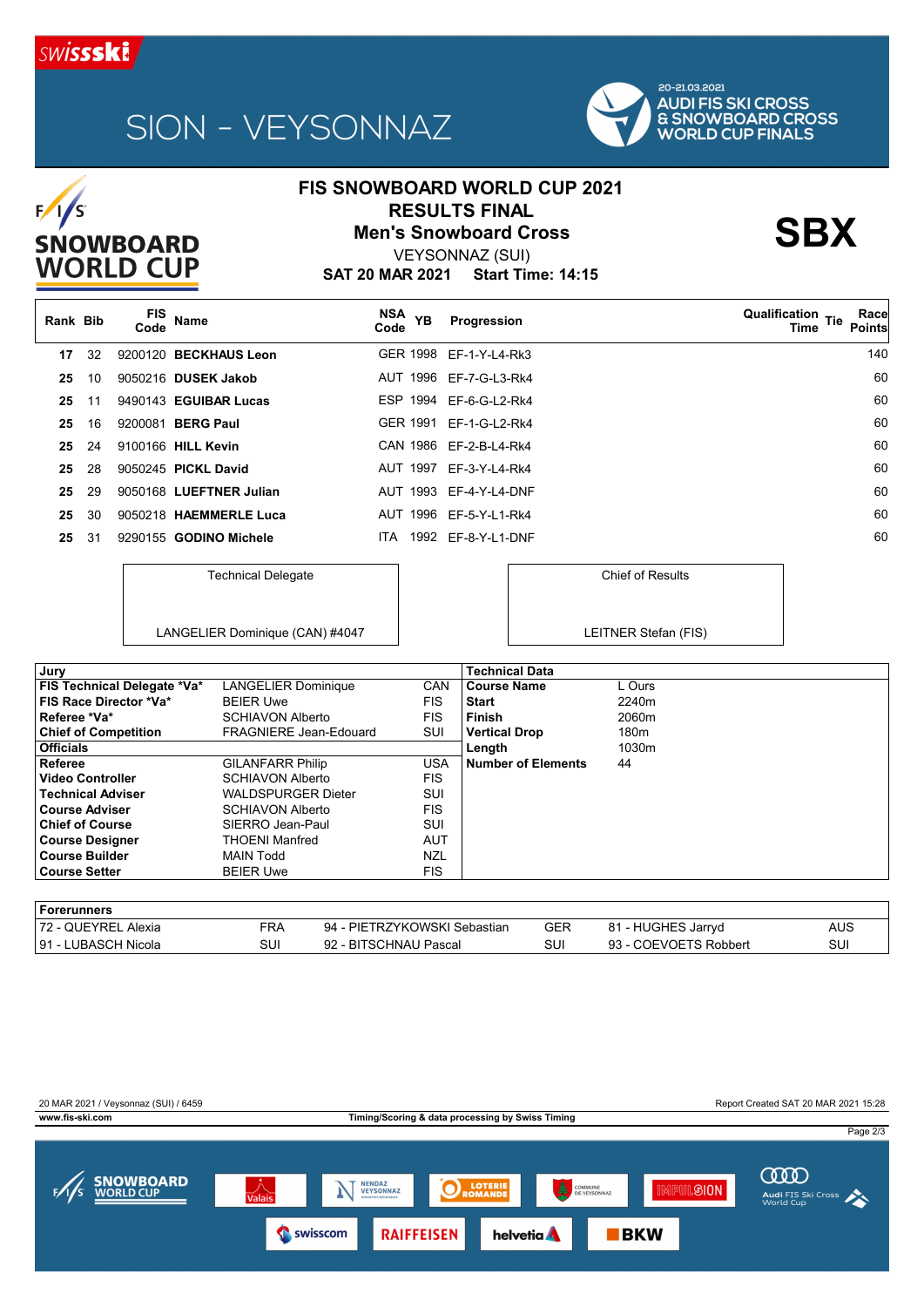SION - VEYSONNAZ

20-21.03.2021
AUDI FIS SKI CROSS & SNOWBOARD CROSS WORLD CUP FINALS

# FIS SNOWBOARD WORLD CUP 2021

## RESULTS FINAL

## Men's Snowboard Cross

VEYSONNAZ (SUI)

**SAT 20 MAR 2021 Start Time: 14:15**

**SBX**

| Rank | Bib | FIS Code | Name | NSA Code | YB | Progression | Qualification Time | Tie | Race Points |
|---|---|---|---|---|---|---|---|---|---|
| 17 | 32 | 9200120 | **BECKHAUS Leon** | GER | 1998 | EF-1-Y-L4-Rk3 | | | 140 |
| 25 | 10 | 9050216 | **DUSEK Jakob** | AUT | 1996 | EF-7-G-L3-Rk4 | | | 60 |
| 25 | 11 | 9490143 | **EGUIBAR Lucas** | ESP | 1994 | EF-6-G-L2-Rk4 | | | 60 |
| 25 | 16 | 9200081 | **BERG Paul** | GER | 1991 | EF-1-G-L2-Rk4 | | | 60 |
| 25 | 24 | 9100166 | **HILL Kevin** | CAN | 1986 | EF-2-B-L4-Rk4 | | | 60 |
| 25 | 28 | 9050245 | **PICKL David** | AUT | 1997 | EF-3-Y-L4-Rk4 | | | 60 |
| 25 | 29 | 9050168 | **LUEFTNER Julian** | AUT | 1993 | EF-4-Y-L4-DNF | | | 60 |
| 25 | 30 | 9050218 | **HAEMMERLE Luca** | AUT | 1996 | EF-5-Y-L1-Rk4 | | | 60 |
| 25 | 31 | 9290155 | **GODINO Michele** | ITA | 1992 | EF-8-Y-L1-DNF | | | 60 |

| Technical Delegate | Chief of Results |
|---|---|
| LANGELIER Dominique (CAN) #4047 | LEITNER Stefan (FIS) |

| Jury | | | Technical Data | |
|---|---|---|---|---|
| **FIS Technical Delegate *Va*** | LANGELIER Dominique | CAN | **Course Name** | L Ours |
| **FIS Race Director *Va*** | BEIER Uwe | FIS | **Start** | 2240m |
| **Referee *Va*** | SCHIAVON Alberto | FIS | **Finish** | 2060m |
| **Chief of Competition** | FRAGNIERE Jean-Edouard | SUI | **Vertical Drop** | 180m |
| **Officials** | | | **Length** | 1030m |
| **Referee** | GILANFARR Philip | USA | **Number of Elements** | 44 |
| **Video Controller** | SCHIAVON Alberto | FIS | | |
| **Technical Adviser** | WALDSPURGER Dieter | SUI | | |
| **Course Adviser** | SCHIAVON Alberto | FIS | | |
| **Chief of Course** | SIERRO Jean-Paul | SUI | | |
| **Course Designer** | THOENI Manfred | AUT | | |
| **Course Builder** | MAIN Todd | NZL | | |
| **Course Setter** | BEIER Uwe | FIS | | |

| Forerunners | | | | | |
|---|---|---|---|---|---|
| 72 - QUEYREL Alexia | FRA | 94 - PIETRZYKOWSKI Sebastian | GER | 81 - HUGHES Jarryd | AUS |
| 91 - LUBASCH Nicola | SUI | 92 - BITSCHNAU Pascal | SUI | 93 - COEVOETS Robbert | SUI |

20 MAR 2021 / Veysonnaz (SUI) / 6459 — Report Created SAT 20 MAR 2021 15:28

www.fis-ski.com — Timing/Scoring & data processing by Swiss Timing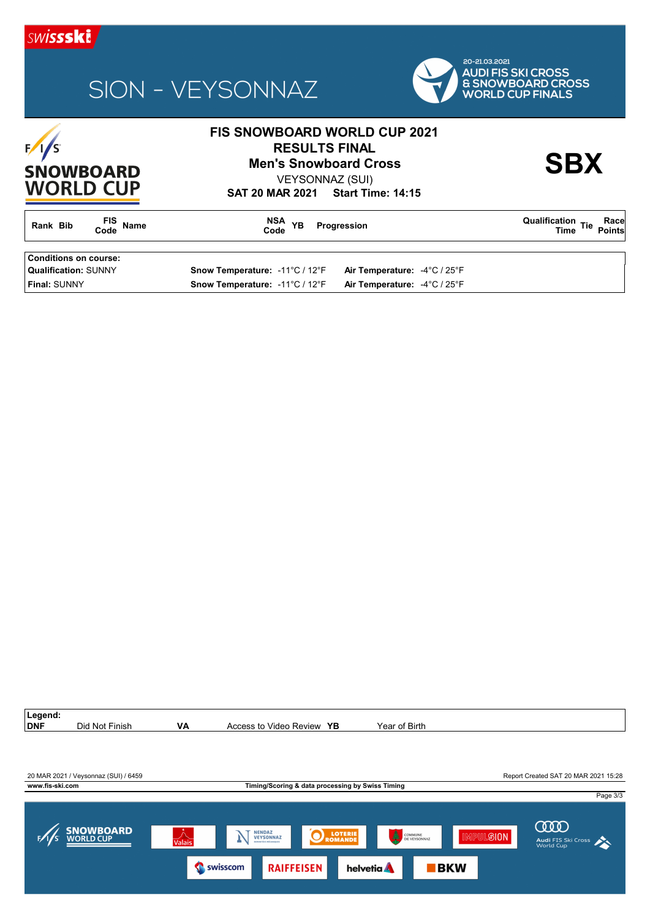SION - VEYSONNAZ

20-21.03.2021
AUDI FIS SKI CROSS & SNOWBOARD CROSS WORLD CUP FINALS

# FIS SNOWBOARD WORLD CUP 2021

## RESULTS FINAL

## Men's Snowboard Cross

VEYSONNAZ (SUI)

**SAT 20 MAR 2021 Start Time: 14:15**

**SBX**

| Rank | Bib | FIS Code | Name | NSA Code | YB | Progression | Qualification Time | Tie | Race Points |
|---|---|---|---|---|---|---|---|---|---|

**Conditions on course:**

| | | |
|---|---|---|
| **Qualification:** SUNNY | **Snow Temperature:** -11°C / 12°F | **Air Temperature:** -4°C / 25°F |
| **Final:** SUNNY | **Snow Temperature:** -11°C / 12°F | **Air Temperature:** -4°C / 25°F |

**Legend:**

| | | | | | |
|---|---|---|---|---|---|
| **DNF** | Did Not Finish | **VA** | Access to Video Review | **YB** | Year of Birth |

20 MAR 2021 / Veysonnaz (SUI) / 6459

Report Created SAT 20 MAR 2021 15:28

www.fis-ski.com

Timing/Scoring & data processing by Swiss Timing